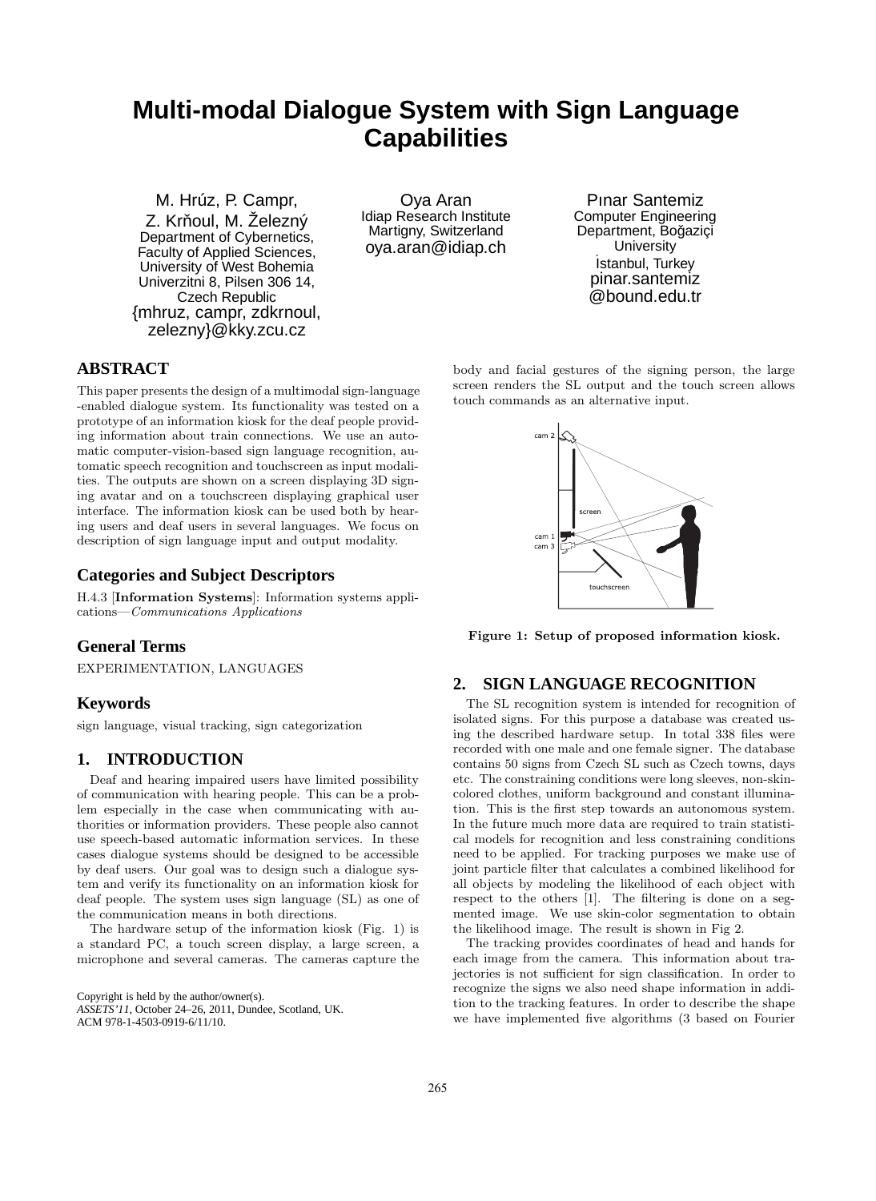# Multi-modal Dialogue System with Sign Language Capabilities

M. Hrúz, P. Campr, Z. Krňoul, M. Železný
Department of Cybernetics, Faculty of Applied Sciences, University of West Bohemia
Univerzitni 8, Pilsen 306 14, Czech Republic
{mhruz, campr, zdkrnoul, zelezny}@kky.zcu.cz

Oya Aran
Idiap Research Institute
Martigny, Switzerland
oya.aran@idiap.ch

Pınar Santemiz
Computer Engineering Department, Boğaziçi University
İstanbul, Turkey
pinar.santemiz@bound.edu.tr

## ABSTRACT

This paper presents the design of a multimodal sign-language -enabled dialogue system. Its functionality was tested on a prototype of an information kiosk for the deaf people providing information about train connections. We use an automatic computer-vision-based sign language recognition, automatic speech recognition and touchscreen as input modalities. The outputs are shown on a screen displaying 3D signing avatar and on a touchscreen displaying graphical user interface. The information kiosk can be used both by hearing users and deaf users in several languages. We focus on description of sign language input and output modality.

## Categories and Subject Descriptors

H.4.3 [**Information Systems**]: Information systems applications—*Communications Applications*

## General Terms

EXPERIMENTATION, LANGUAGES

## Keywords

sign language, visual tracking, sign categorization

## 1. INTRODUCTION

Deaf and hearing impaired users have limited possibility of communication with hearing people. This can be a problem especially in the case when communicating with authorities or information providers. These people also cannot use speech-based automatic information services. In these cases dialogue systems should be designed to be accessible by deaf users. Our goal was to design such a dialogue system and verify its functionality on an information kiosk for deaf people. The system uses sign language (SL) as one of the communication means in both directions.

The hardware setup of the information kiosk (Fig. 1) is a standard PC, a touch screen display, a large screen, a microphone and several cameras. The cameras capture the body and facial gestures of the signing person, the large screen renders the SL output and the touch screen allows touch commands as an alternative input.

**Figure 1: Setup of proposed information kiosk.**

## 2. SIGN LANGUAGE RECOGNITION

The SL recognition system is intended for recognition of isolated signs. For this purpose a database was created using the described hardware setup. In total 338 files were recorded with one male and one female signer. The database contains 50 signs from Czech SL such as Czech towns, days etc. The constraining conditions were long sleeves, non-skin-colored clothes, uniform background and constant illumination. This is the first step towards an autonomous system. In the future much more data are required to train statistical models for recognition and less constraining conditions need to be applied. For tracking purposes we make use of joint particle filter that calculates a combined likelihood for all objects by modeling the likelihood of each object with respect to the others [1]. The filtering is done on a segmented image. We use skin-color segmentation to obtain the likelihood image. The result is shown in Fig 2.

The tracking provides coordinates of head and hands for each image from the camera. This information about trajectories is not sufficient for sign classification. In order to recognize the signs we also need shape information in addition to the tracking features. In order to describe the shape we have implemented five algorithms (3 based on Fourier

Copyright is held by the author/owner(s).
*ASSETS'11*, October 24–26, 2011, Dundee, Scotland, UK.
ACM 978-1-4503-0919-6/11/10.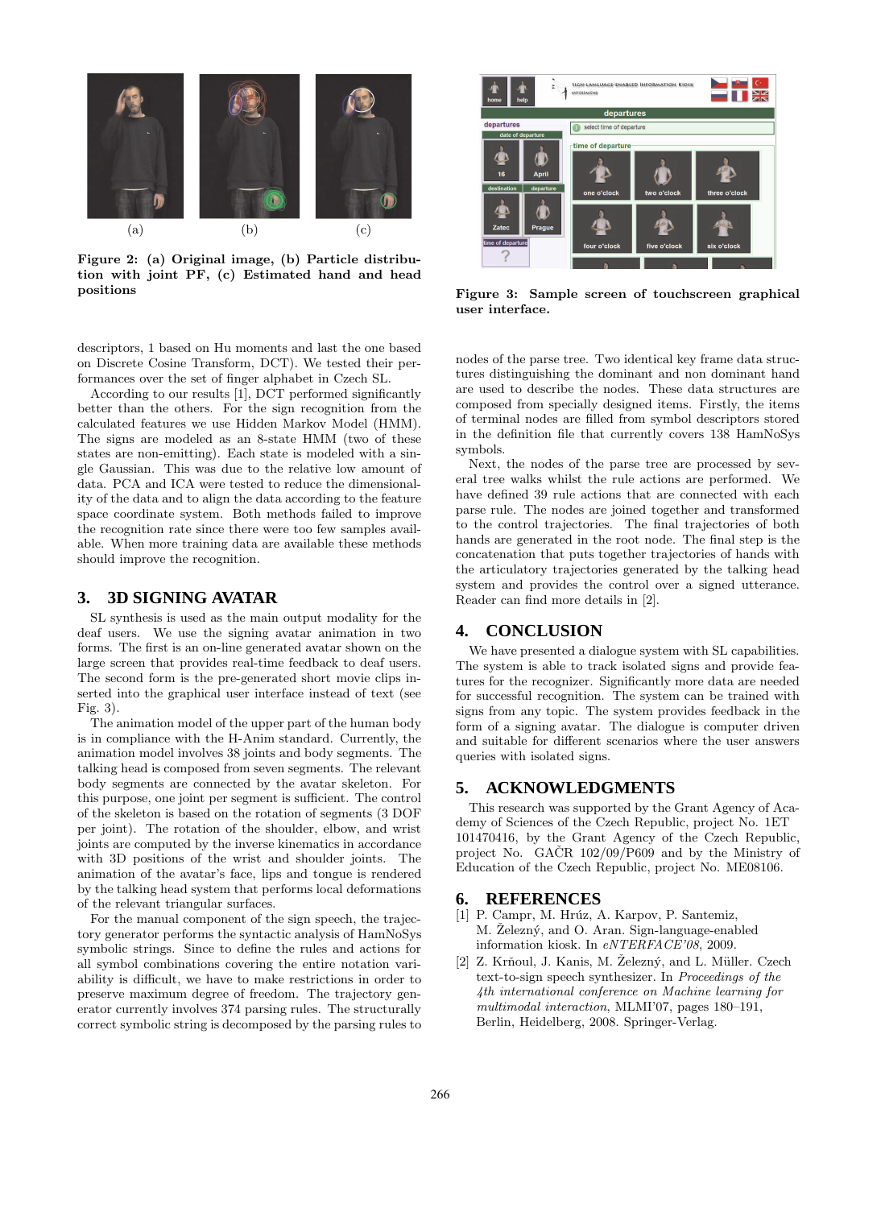Figure 2: (a) Original image, (b) Particle distribution with joint PF, (c) Estimated hand and head positions

Figure 3: Sample screen of touchscreen graphical user interface.

descriptors, 1 based on Hu moments and last the one based on Discrete Cosine Transform, DCT). We tested their performances over the set of finger alphabet in Czech SL.

According to our results [1], DCT performed significantly better than the others. For the sign recognition from the calculated features we use Hidden Markov Model (HMM). The signs are modeled as an 8-state HMM (two of these states are non-emitting). Each state is modeled with a single Gaussian. This was due to the relative low amount of data. PCA and ICA were tested to reduce the dimensionality of the data and to align the data according to the feature space coordinate system. Both methods failed to improve the recognition rate since there were too few samples available. When more training data are available these methods should improve the recognition.

## 3. 3D SIGNING AVATAR

SL synthesis is used as the main output modality for the deaf users. We use the signing avatar animation in two forms. The first is an on-line generated avatar shown on the large screen that provides real-time feedback to deaf users. The second form is the pre-generated short movie clips inserted into the graphical user interface instead of text (see Fig. 3).

The animation model of the upper part of the human body is in compliance with the H-Anim standard. Currently, the animation model involves 38 joints and body segments. The talking head is composed from seven segments. The relevant body segments are connected by the avatar skeleton. For this purpose, one joint per segment is sufficient. The control of the skeleton is based on the rotation of segments (3 DOF per joint). The rotation of the shoulder, elbow, and wrist joints are computed by the inverse kinematics in accordance with 3D positions of the wrist and shoulder joints. The animation of the avatar's face, lips and tongue is rendered by the talking head system that performs local deformations of the relevant triangular surfaces.

For the manual component of the sign speech, the trajectory generator performs the syntactic analysis of HamNoSys symbolic strings. Since to define the rules and actions for all symbol combinations covering the entire notation variability is difficult, we have to make restrictions in order to preserve maximum degree of freedom. The trajectory generator currently involves 374 parsing rules. The structurally correct symbolic string is decomposed by the parsing rules to nodes of the parse tree. Two identical key frame data structures distinguishing the dominant and non dominant hand are used to describe the nodes. These data structures are composed from specially designed items. Firstly, the items of terminal nodes are filled from symbol descriptors stored in the definition file that currently covers 138 HamNoSys symbols.

Next, the nodes of the parse tree are processed by several tree walks whilst the rule actions are performed. We have defined 39 rule actions that are connected with each parse rule. The nodes are joined together and transformed to the control trajectories. The final trajectories of both hands are generated in the root node. The final step is the concatenation that puts together trajectories of hands with the articulatory trajectories generated by the talking head system and provides the control over a signed utterance. Reader can find more details in [2].

## 4. CONCLUSION

We have presented a dialogue system with SL capabilities. The system is able to track isolated signs and provide features for the recognizer. Significantly more data are needed for successful recognition. The system can be trained with signs from any topic. The system provides feedback in the form of a signing avatar. The dialogue is computer driven and suitable for different scenarios where the user answers queries with isolated signs.

## 5. ACKNOWLEDGMENTS

This research was supported by the Grant Agency of Academy of Sciences of the Czech Republic, project No. 1ET 101470416, by the Grant Agency of the Czech Republic, project No. GAČR 102/09/P609 and by the Ministry of Education of the Czech Republic, project No. ME08106.

## 6. REFERENCES

[1] P. Campr, M. Hrúz, A. Karpov, P. Santemiz, M. Železný, and O. Aran. Sign-language-enabled information kiosk. In *eNTERFACE'08*, 2009.

[2] Z. Krňoul, J. Kanis, M. Železný, and L. Müller. Czech text-to-sign speech synthesizer. In *Proceedings of the 4th international conference on Machine learning for multimodal interaction*, MLMI'07, pages 180–191, Berlin, Heidelberg, 2008. Springer-Verlag.